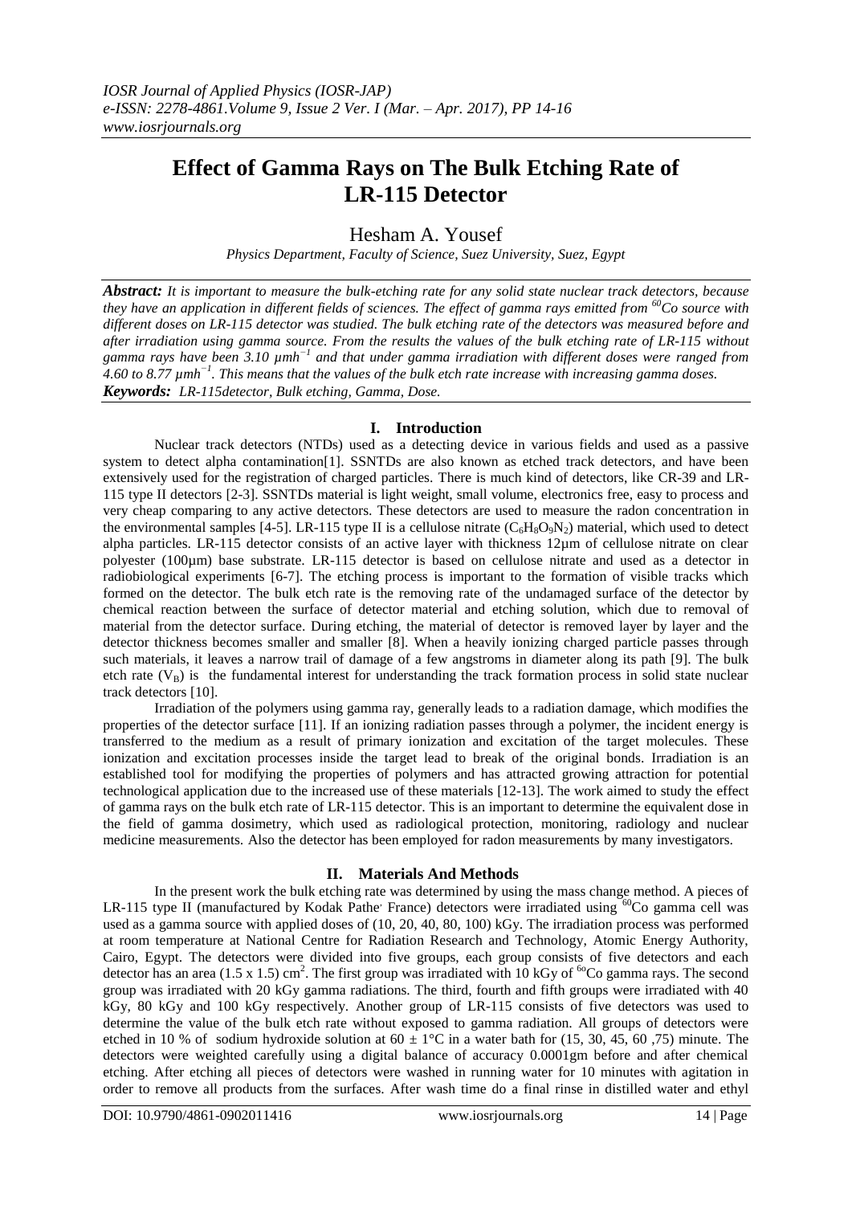# Effect of Gamma Rays on The Bulk Etching Rate of LR-115 Detector

Hesham A. Yousef

*Physics Department, Faculty of Science, Suez University, Suez, Egypt*

***Abstract:*** *It is important to measure the bulk-etching rate for any solid state nuclear track detectors, because they have an application in different fields of sciences. The effect of gamma rays emitted from $^{60}Co$ source with different doses on LR-115 detector was studied. The bulk etching rate of the detectors was measured before and after irradiation using gamma source. From the results the values of the bulk etching rate of LR-115 without gamma rays have been 3.10 $\mu mh^{-1}$ and that under gamma irradiation with different doses were ranged from 4.60 to 8.77 $\mu mh^{-1}$. This means that the values of the bulk etch rate increase with increasing gamma doses.*

***Keywords:*** *LR-115detector, Bulk etching, Gamma, Dose.*

## I. Introduction

Nuclear track detectors (NTDs) used as a detecting device in various fields and used as a passive system to detect alpha contamination[1]. SSNTDs are also known as etched track detectors, and have been extensively used for the registration of charged particles. There is much kind of detectors, like CR-39 and LR-115 type II detectors [2-3]. SSNTDs material is light weight, small volume, electronics free, easy to process and very cheap comparing to any active detectors. These detectors are used to measure the radon concentration in the environmental samples [4-5]. LR-115 type II is a cellulose nitrate ($C_6H_8O_9N_2$) material, which used to detect alpha particles. LR-115 detector consists of an active layer with thickness 12µm of cellulose nitrate on clear polyester (100µm) base substrate. LR-115 detector is based on cellulose nitrate and used as a detector in radiobiological experiments [6-7]. The etching process is important to the formation of visible tracks which formed on the detector. The bulk etch rate is the removing rate of the undamaged surface of the detector by chemical reaction between the surface of detector material and etching solution, which due to removal of material from the detector surface. During etching, the material of detector is removed layer by layer and the detector thickness becomes smaller and smaller [8]. When a heavily ionizing charged particle passes through such materials, it leaves a narrow trail of damage of a few angstroms in diameter along its path [9]. The bulk etch rate ($V_B$) is the fundamental interest for understanding the track formation process in solid state nuclear track detectors [10].

Irradiation of the polymers using gamma ray, generally leads to a radiation damage, which modifies the properties of the detector surface [11]. If an ionizing radiation passes through a polymer, the incident energy is transferred to the medium as a result of primary ionization and excitation of the target molecules. These ionization and excitation processes inside the target lead to break of the original bonds. Irradiation is an established tool for modifying the properties of polymers and has attracted growing attraction for potential technological application due to the increased use of these materials [12-13]. The work aimed to study the effect of gamma rays on the bulk etch rate of LR-115 detector. This is an important to determine the equivalent dose in the field of gamma dosimetry, which used as radiological protection, monitoring, radiology and nuclear medicine measurements. Also the detector has been employed for radon measurements by many investigators.

## II. Materials And Methods

In the present work the bulk etching rate was determined by using the mass change method. A pieces of LR-115 type II (manufactured by Kodak Pathe, France) detectors were irradiated using $^{60}Co$ gamma cell was used as a gamma source with applied doses of (10, 20, 40, 80, 100) kGy. The irradiation process was performed at room temperature at National Centre for Radiation Research and Technology, Atomic Energy Authority, Cairo, Egypt. The detectors were divided into five groups, each group consists of five detectors and each detector has an area (1.5 x 1.5) cm$^2$. The first group was irradiated with 10 kGy of $^{60}Co$ gamma rays. The second group was irradiated with 20 kGy gamma radiations. The third, fourth and fifth groups were irradiated with 40 kGy, 80 kGy and 100 kGy respectively. Another group of LR-115 consists of five detectors was used to determine the value of the bulk etch rate without exposed to gamma radiation. All groups of detectors were etched in 10 % of sodium hydroxide solution at 60 ± 1°C in a water bath for (15, 30, 45, 60 ,75) minute. The detectors were weighted carefully using a digital balance of accuracy 0.0001gm before and after chemical etching. After etching all pieces of detectors were washed in running water for 10 minutes with agitation in order to remove all products from the surfaces. After wash time do a final rinse in distilled water and ethyl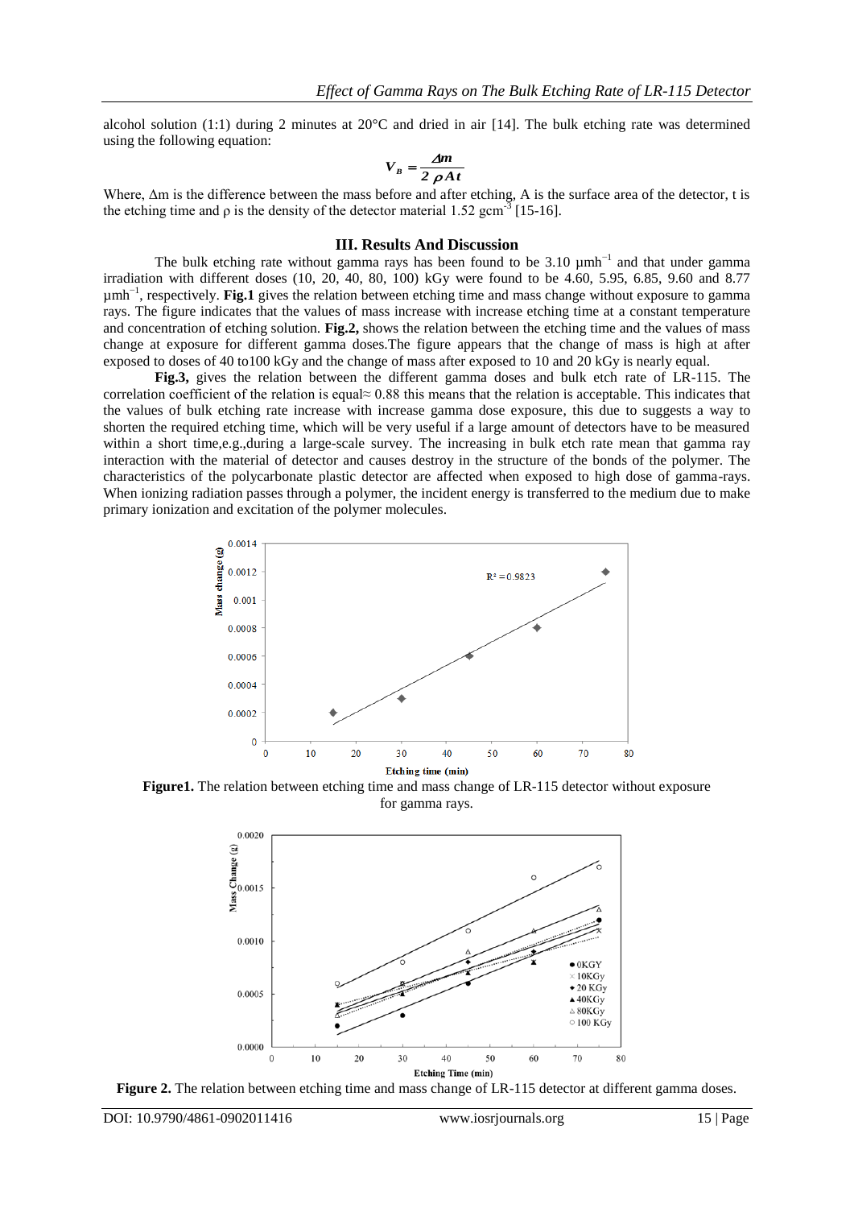alcohol solution (1:1) during 2 minutes at 20°C and dried in air [14]. The bulk etching rate was determined using the following equation:

$$V_B = \frac{\Delta m}{2\rho A t}$$

Where, Δm is the difference between the mass before and after etching, A is the surface area of the detector, t is the etching time and ρ is the density of the detector material 1.52 $gcm^{-3}$ [15-16].

## III. Results And Discussion

The bulk etching rate without gamma rays has been found to be 3.10 $\mu mh^{-1}$ and that under gamma irradiation with different doses (10, 20, 40, 80, 100) kGy were found to be 4.60, 5.95, 6.85, 9.60 and 8.77 $\mu mh^{-1}$, respectively. **Fig.1** gives the relation between etching time and mass change without exposure to gamma rays. The figure indicates that the values of mass increase with increase etching time at a constant temperature and concentration of etching solution. **Fig.2,** shows the relation between the etching time and the values of mass change at exposure for different gamma doses.The figure appears that the change of mass is high at after exposed to doses of 40 to100 kGy and the change of mass after exposed to 10 and 20 kGy is nearly equal.

**Fig.3,** gives the relation between the different gamma doses and bulk etch rate of LR-115. The correlation coefficient of the relation is equal≈ 0.88 this means that the relation is acceptable. This indicates that the values of bulk etching rate increase with increase gamma dose exposure, this due to suggests a way to shorten the required etching time, which will be very useful if a large amount of detectors have to be measured within a short time,e.g.,during a large-scale survey. The increasing in bulk etch rate mean that gamma ray interaction with the material of detector and causes destroy in the structure of the bonds of the polymer. The characteristics of the polycarbonate plastic detector are affected when exposed to high dose of gamma-rays. When ionizing radiation passes through a polymer, the incident energy is transferred to the medium due to make primary ionization and excitation of the polymer molecules.

**Figure1.** The relation between etching time and mass change of LR-115 detector without exposure for gamma rays.

**Figure 2.** The relation between etching time and mass change of LR-115 detector at different gamma doses.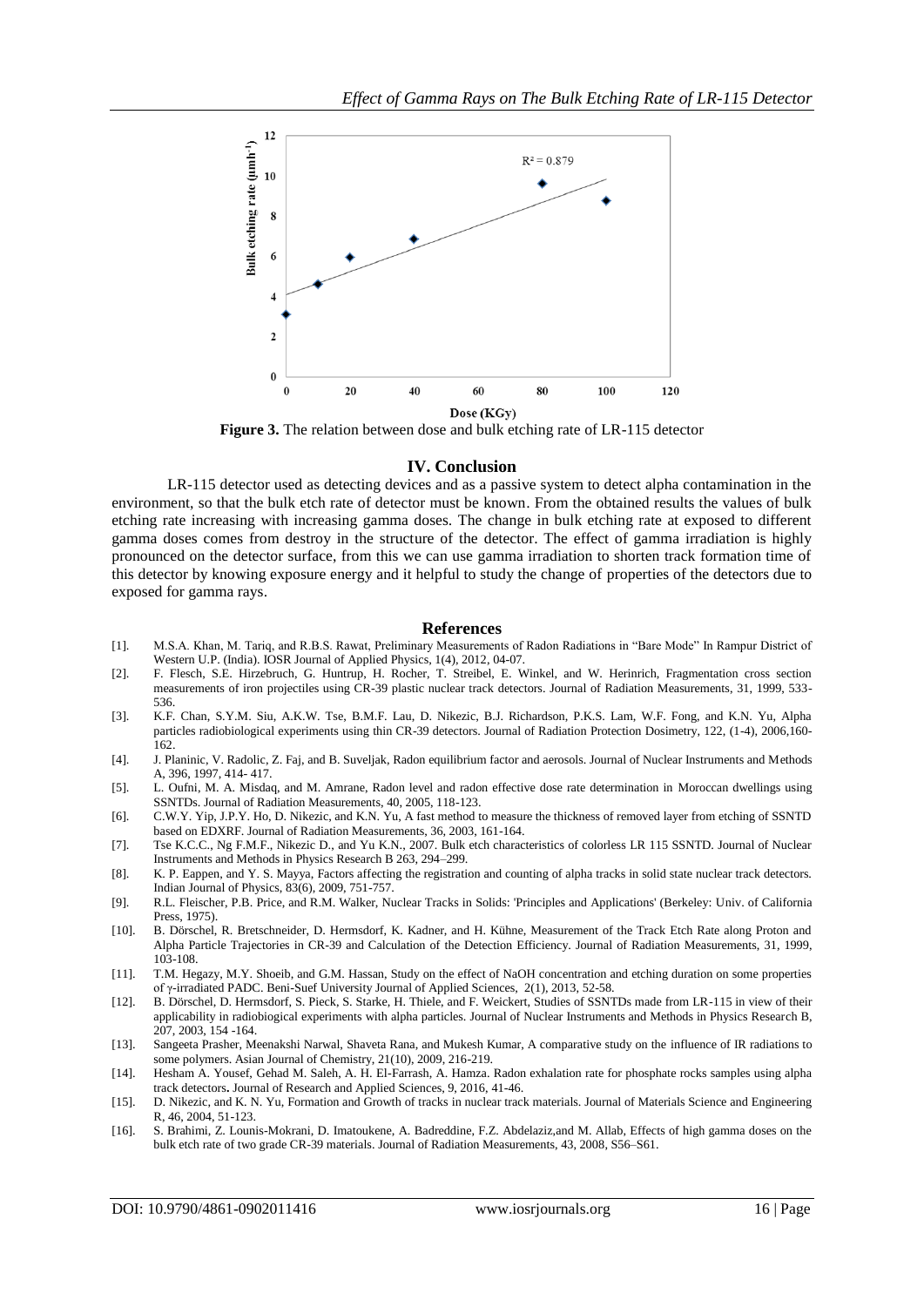Bulk etching rate (μmh$^{-1}$)

12

10

8

6

4

2

0

0 20 40 60 80 100 120

Dose (KGy)

$R^2 = 0.879$

**Figure 3.** The relation between dose and bulk etching rate of LR-115 detector

## IV. Conclusion

LR-115 detector used as detecting devices and as a passive system to detect alpha contamination in the environment, so that the bulk etch rate of detector must be known. From the obtained results the values of bulk etching rate increasing with increasing gamma doses. The change in bulk etching rate at exposed to different gamma doses comes from destroy in the structure of the detector. The effect of gamma irradiation is highly pronounced on the detector surface, from this we can use gamma irradiation to shorten track formation time of this detector by knowing exposure energy and it helpful to study the change of properties of the detectors due to exposed for gamma rays.

## References

[1]. M.S.A. Khan, M. Tariq, and R.B.S. Rawat, Preliminary Measurements of Radon Radiations in "Bare Mode" In Rampur District of Western U.P. (India). IOSR Journal of Applied Physics, 1(4), 2012, 04-07.

[2]. F. Flesch, S.E. Hirzebruch, G. Huntrup, H. Rocher, T. Streibel, E. Winkel, and W. Herinrich, Fragmentation cross section measurements of iron projectiles using CR-39 plastic nuclear track detectors. Journal of Radiation Measurements, 31, 1999, 533-536.

[3]. K.F. Chan, S.Y.M. Siu, A.K.W. Tse, B.M.F. Lau, D. Nikezic, B.J. Richardson, P.K.S. Lam, W.F. Fong, and K.N. Yu, Alpha particles radiobiological experiments using thin CR-39 detectors. Journal of Radiation Protection Dosimetry, 122, (1-4), 2006,160-162.

[4]. J. Planinic, V. Radolic, Z. Faj, and B. Suveljak, Radon equilibrium factor and aerosols. Journal of Nuclear Instruments and Methods A, 396, 1997, 414- 417.

[5]. L. Oufni, M. A. Misdaq, and M. Amrane, Radon level and radon effective dose rate determination in Moroccan dwellings using SSNTDs. Journal of Radiation Measurements, 40, 2005, 118-123.

[6]. C.W.Y. Yip, J.P.Y. Ho, D. Nikezic, and K.N. Yu, A fast method to measure the thickness of removed layer from etching of SSNTD based on EDXRF. Journal of Radiation Measurements, 36, 2003, 161-164.

[7]. Tse K.C.C., Ng F.M.F., Nikezic D., and Yu K.N., 2007. Bulk etch characteristics of colorless LR 115 SSNTD. Journal of Nuclear Instruments and Methods in Physics Research B 263, 294–299.

[8]. K. P. Eappen, and Y. S. Mayya, Factors affecting the registration and counting of alpha tracks in solid state nuclear track detectors. Indian Journal of Physics, 83(6), 2009, 751-757.

[9]. R.L. Fleischer, P.B. Price, and R.M. Walker, Nuclear Tracks in Solids: 'Principles and Applications' (Berkeley: Univ. of California Press, 1975).

[10]. B. Dörschel, R. Bretschneider, D. Hermsdorf, K. Kadner, and H. Kühne, Measurement of the Track Etch Rate along Proton and Alpha Particle Trajectories in CR-39 and Calculation of the Detection Efficiency. Journal of Radiation Measurements, 31, 1999, 103-108.

[11]. T.M. Hegazy, M.Y. Shoeib, and G.M. Hassan, Study on the effect of NaOH concentration and etching duration on some properties of γ-irradiated PADC. Beni-Suef University Journal of Applied Sciences, 2(1), 2013, 52-58.

[12]. B. Dörschel, D. Hermsdorf, S. Pieck, S. Starke, H. Thiele, and F. Weickert, Studies of SSNTDs made from LR-115 in view of their applicability in radiobiogical experiments with alpha particles. Journal of Nuclear Instruments and Methods in Physics Research B, 207, 2003, 154 -164.

[13]. Sangeeta Prasher, Meenakshi Narwal, Shaveta Rana, and Mukesh Kumar, A comparative study on the influence of IR radiations to some polymers. Asian Journal of Chemistry, 21(10), 2009, 216-219.

[14]. Hesham A. Yousef, Gehad M. Saleh, A. H. El-Farrash, A. Hamza. Radon exhalation rate for phosphate rocks samples using alpha track detectors**.** Journal of Research and Applied Sciences, 9, 2016, 41-46.

[15]. D. Nikezic, and K. N. Yu, Formation and Growth of tracks in nuclear track materials. Journal of Materials Science and Engineering R, 46, 2004, 51-123.

[16]. S. Brahimi, Z. Lounis-Mokrani, D. Imatoukene, A. Badreddine, F.Z. Abdelaziz,and M. Allab, Effects of high gamma doses on the bulk etch rate of two grade CR-39 materials. Journal of Radiation Measurements, 43, 2008, S56–S61.